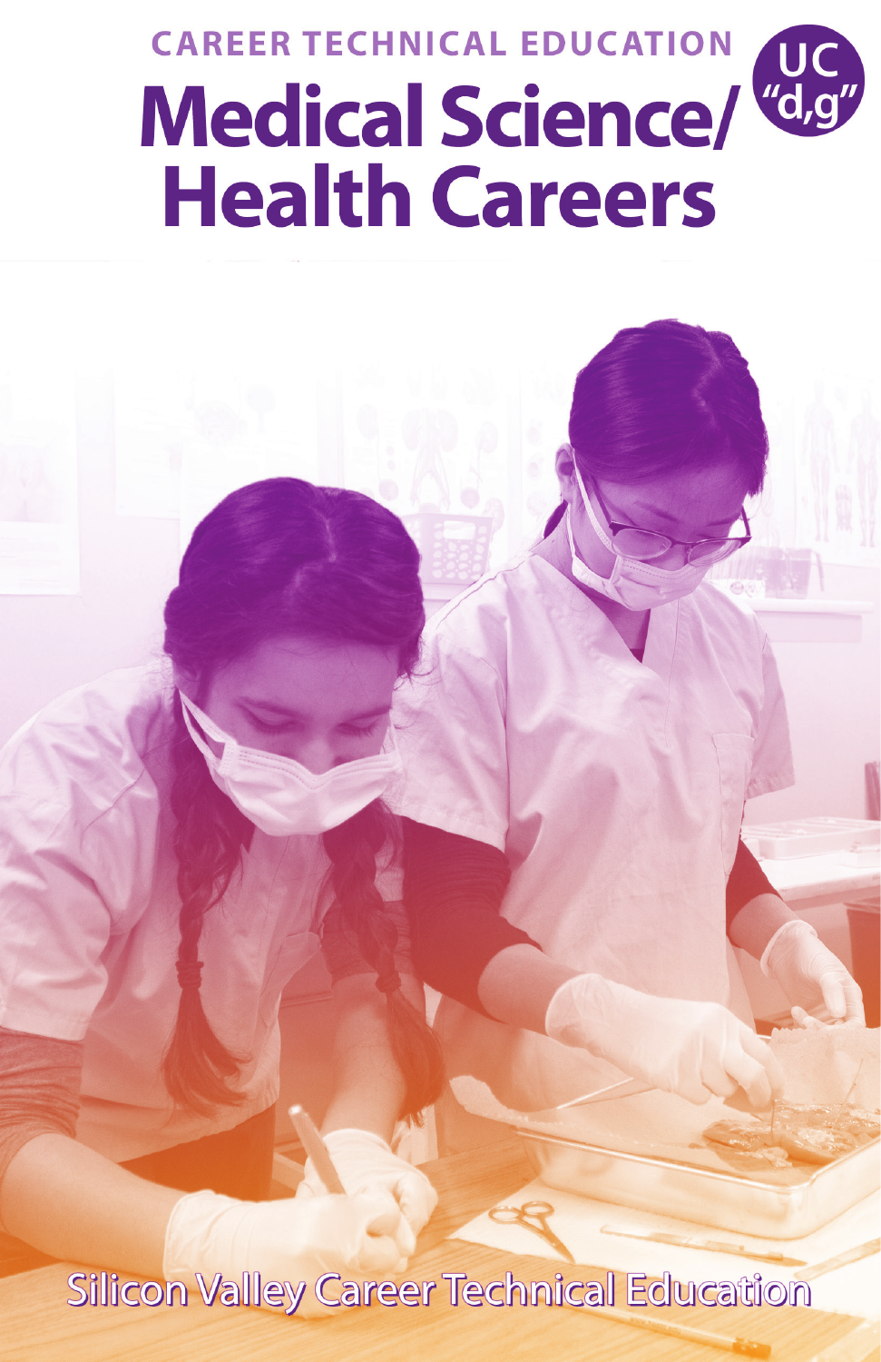CAREER TECHNICAL EDUCATION

# Medical Science/ Health Careers

UC "d,g"

Silicon Valley Career Technical Education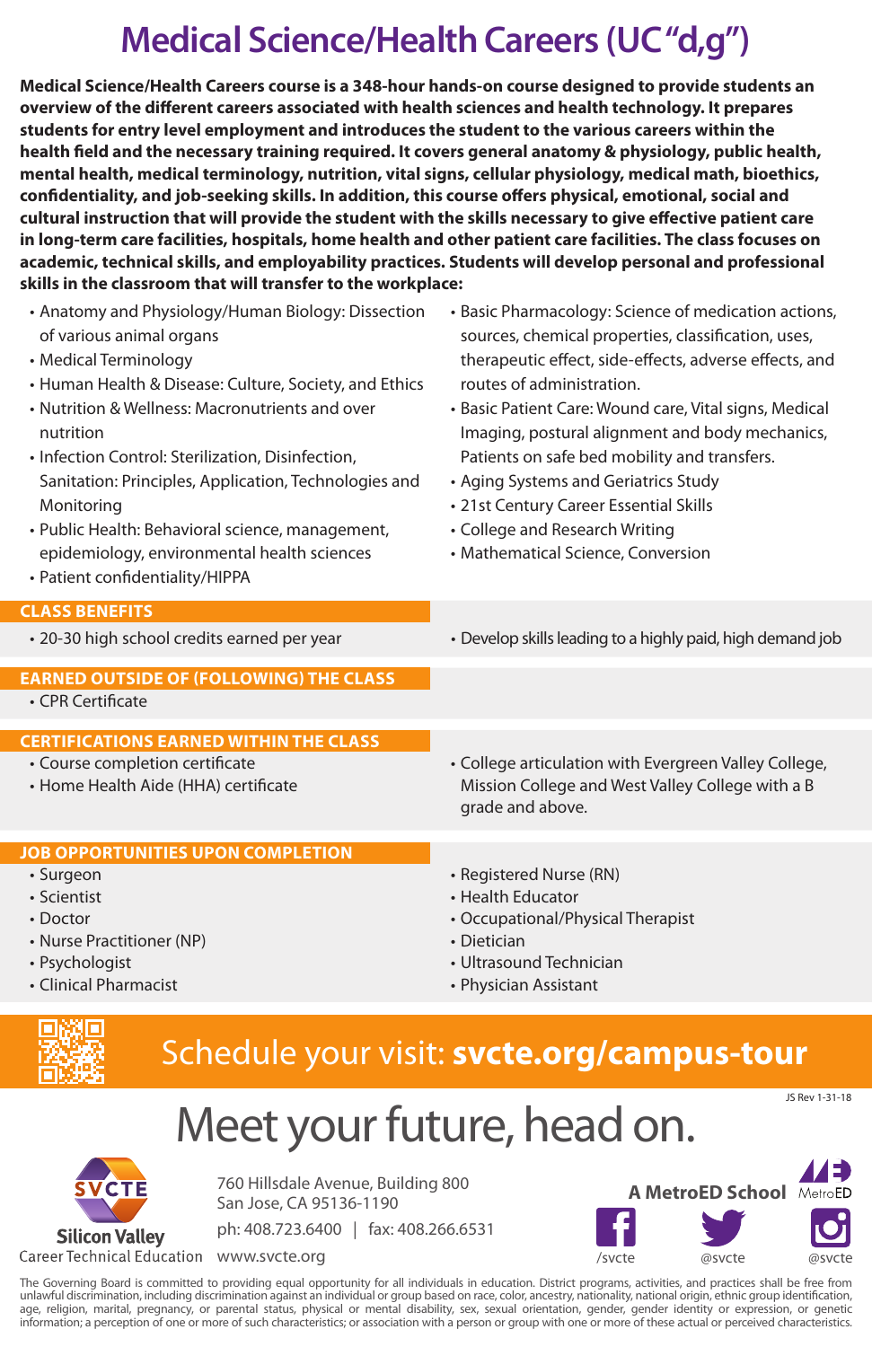# Medical Science/Health Careers (UC "d,g")

**Medical Science/Health Careers course is a 348-hour hands-on course designed to provide students an overview of the different careers associated with health sciences and health technology. It prepares students for entry level employment and introduces the student to the various careers within the health field and the necessary training required. It covers general anatomy & physiology, public health, mental health, medical terminology, nutrition, vital signs, cellular physiology, medical math, bioethics, confidentiality, and job-seeking skills. In addition, this course offers physical, emotional, social and cultural instruction that will provide the student with the skills necessary to give effective patient care in long-term care facilities, hospitals, home health and other patient care facilities. The class focuses on academic, technical skills, and employability practices. Students will develop personal and professional skills in the classroom that will transfer to the workplace:**

- Anatomy and Physiology/Human Biology: Dissection of various animal organs
- Medical Terminology
- Human Health & Disease: Culture, Society, and Ethics
- Nutrition & Wellness: Macronutrients and over nutrition
- Infection Control: Sterilization, Disinfection, Sanitation: Principles, Application, Technologies and Monitoring
- Public Health: Behavioral science, management, epidemiology, environmental health sciences
- Patient confidentiality/HIPPA
- Basic Pharmacology: Science of medication actions, sources, chemical properties, classification, uses, therapeutic effect, side-effects, adverse effects, and routes of administration.
- Basic Patient Care: Wound care, Vital signs, Medical Imaging, postural alignment and body mechanics, Patients on safe bed mobility and transfers.
- Aging Systems and Geriatrics Study
- 21st Century Career Essential Skills
- College and Research Writing
- Mathematical Science, Conversion

## CLASS BENEFITS

- 20-30 high school credits earned per year
- Develop skills leading to a highly paid, high demand job

## EARNED OUTSIDE OF (FOLLOWING) THE CLASS

- CPR Certificate

## CERTIFICATIONS EARNED WITHIN THE CLASS

- Course completion certificate
- Home Health Aide (HHA) certificate
- College articulation with Evergreen Valley College, Mission College and West Valley College with a B grade and above.

## JOB OPPORTUNITIES UPON COMPLETION

- Surgeon
- Scientist
- Doctor
- Nurse Practitioner (NP)
- Psychologist
- Clinical Pharmacist
- Registered Nurse (RN)
- Health Educator
- Occupational/Physical Therapist
- Dietician
- Ultrasound Technician
- Physician Assistant

Schedule your visit: **svcte.org/campus-tour**

JS Rev 1-31-18

# Meet your future, head on.

SVCTE Silicon Valley Career Technical Education

760 Hillsdale Avenue, Building 800
San Jose, CA 95136-1190
ph: 408.723.6400 | fax: 408.266.6531
www.svcte.org

**A MetroED School** MetroED

/svcte @svcte @svcte

The Governing Board is committed to providing equal opportunity for all individuals in education. District programs, activities, and practices shall be free from unlawful discrimination, including discrimination against an individual or group based on race, color, ancestry, nationality, national origin, ethnic group identification, age, religion, marital, pregnancy, or parental status, physical or mental disability, sex, sexual orientation, gender, gender identity or expression, or genetic information; a perception of one or more of such characteristics; or association with a person or group with one or more of these actual or perceived characteristics.